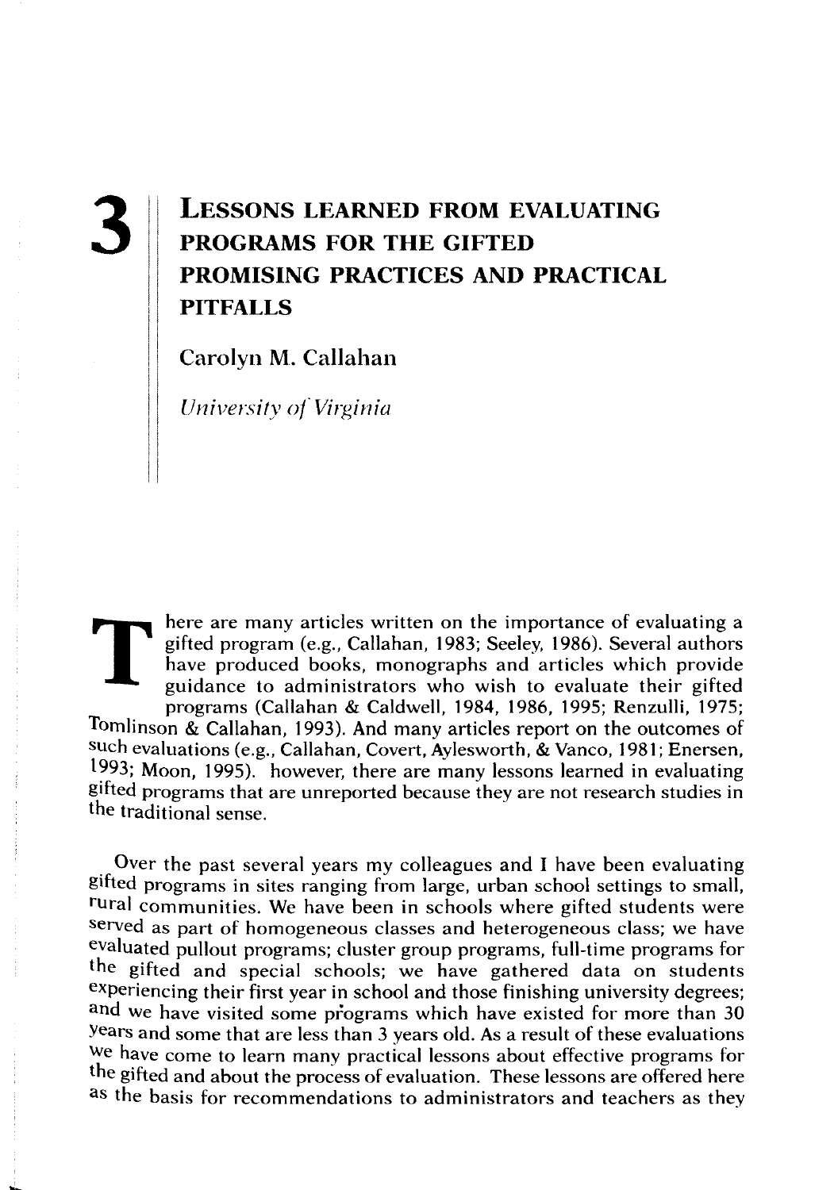# 3 Lessons Learned from Evaluating Programs for the Gifted Promising Practices and Practical Pitfalls

**Carolyn M. Callahan**

*University of Virginia*

There are many articles written on the importance of evaluating a gifted program (e.g., Callahan, 1983; Seeley, 1986). Several authors have produced books, monographs and articles which provide guidance to administrators who wish to evaluate their gifted programs (Callahan & Caldwell, 1984, 1986, 1995; Renzulli, 1975; Tomlinson & Callahan, 1993). And many articles report on the outcomes of such evaluations (e.g., Callahan, Covert, Aylesworth, & Vanco, 1981; Enersen, 1993; Moon, 1995). however, there are many lessons learned in evaluating gifted programs that are unreported because they are not research studies in the traditional sense.

Over the past several years my colleagues and I have been evaluating gifted programs in sites ranging from large, urban school settings to small, rural communities. We have been in schools where gifted students were served as part of homogeneous classes and heterogeneous class; we have evaluated pullout programs; cluster group programs, full-time programs for the gifted and special schools; we have gathered data on students experiencing their first year in school and those finishing university degrees; and we have visited some programs which have existed for more than 30 years and some that are less than 3 years old. As a result of these evaluations we have come to learn many practical lessons about effective programs for the gifted and about the process of evaluation. These lessons are offered here as the basis for recommendations to administrators and teachers as they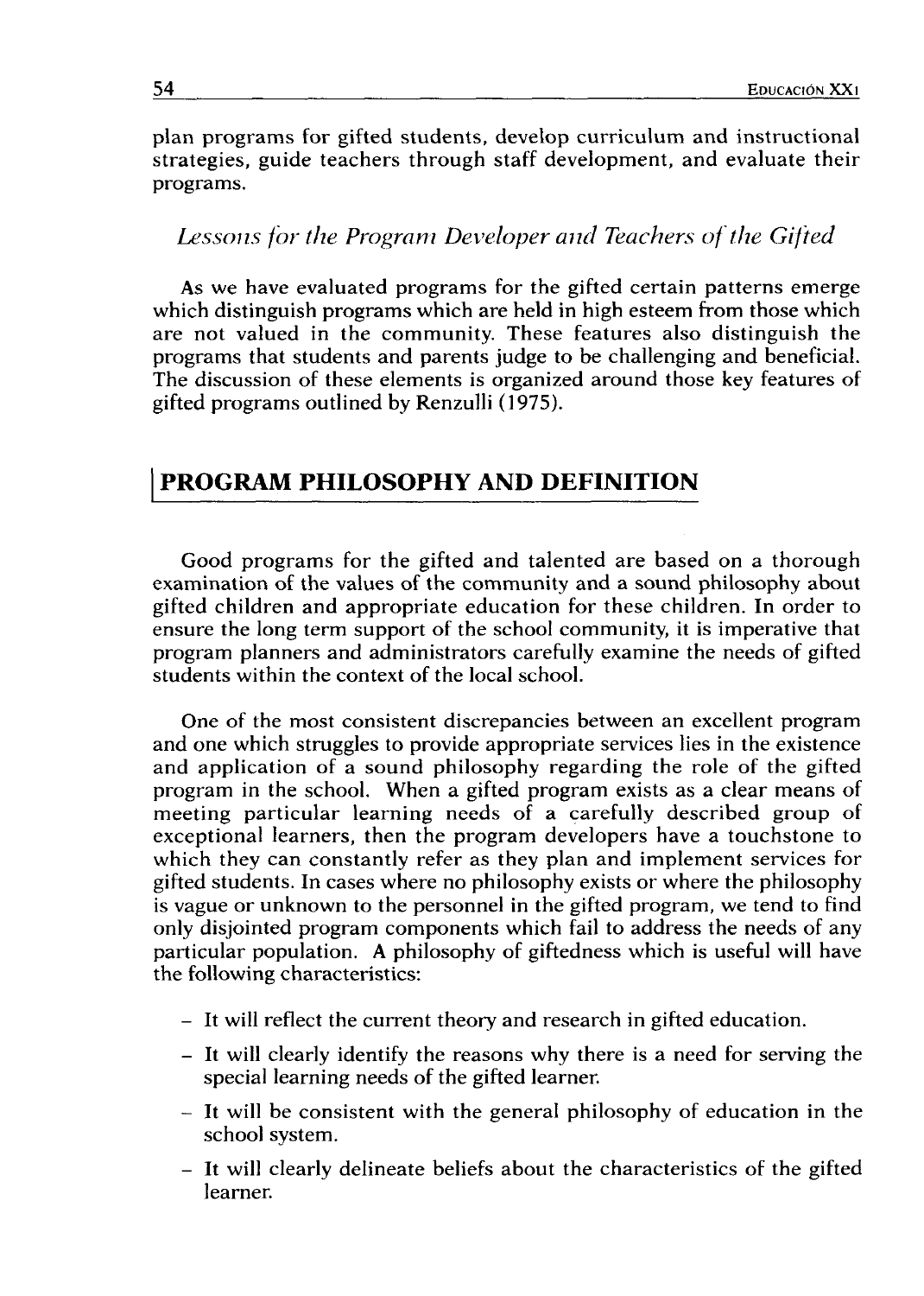plan programs for gifted students, develop curriculum and instructional strategies, guide teachers through staff development, and evaluate their programs.

### *Lessons for the Program Developer and Teachers of the Gifted*

As we have evaluated programs for the gifted certain patterns emerge which distinguish programs which are held in high esteem from those which are not valued in the community. These features also distinguish the programs that students and parents judge to be challenging and beneficial. The discussion of these elements is organized around those key features of gifted programs outlined by Renzulli (1975).

## PROGRAM PHILOSOPHY AND DEFINITION

Good programs for the gifted and talented are based on a thorough examination of the values of the community and a sound philosophy about gifted children and appropriate education for these children. In order to ensure the long term support of the school community, it is imperative that program planners and administrators carefully examine the needs of gifted students within the context of the local school.

One of the most consistent discrepancies between an excellent program and one which struggles to provide appropriate services lies in the existence and application of a sound philosophy regarding the role of the gifted program in the school. When a gifted program exists as a clear means of meeting particular learning needs of a carefully described group of exceptional learners, then the program developers have a touchstone to which they can constantly refer as they plan and implement services for gifted students. In cases where no philosophy exists or where the philosophy is vague or unknown to the personnel in the gifted program, we tend to find only disjointed program components which fail to address the needs of any particular population. A philosophy of giftedness which is useful will have the following characteristics:

- It will reflect the current theory and research in gifted education.
- It will clearly identify the reasons why there is a need for serving the special learning needs of the gifted learner.
- It will be consistent with the general philosophy of education in the school system.
- It will clearly delineate beliefs about the characteristics of the gifted learner.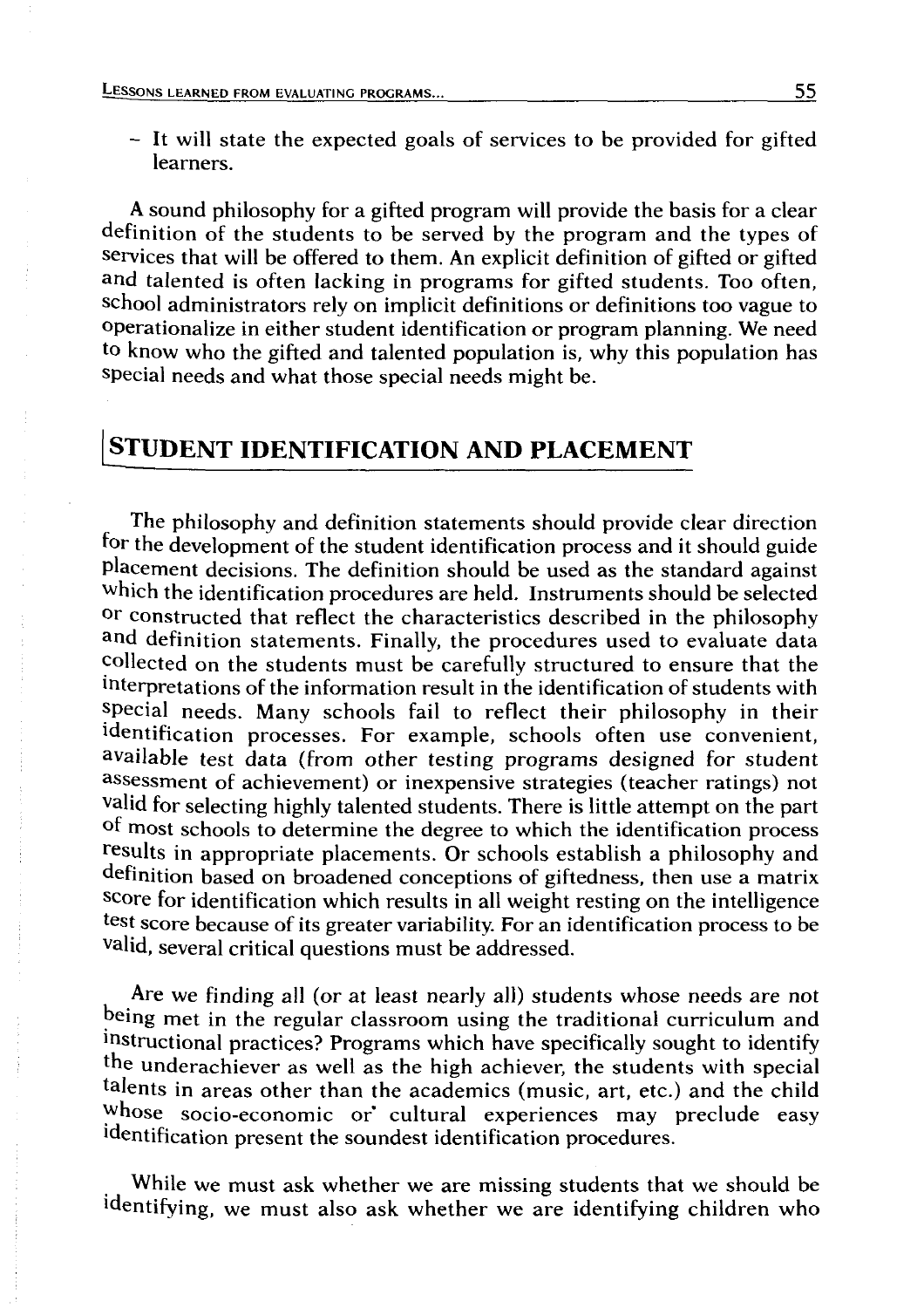- It will state the expected goals of services to be provided for gifted learners.

A sound philosophy for a gifted program will provide the basis for a clear definition of the students to be served by the program and the types of services that will be offered to them. An explicit definition of gifted or gifted and talented is often lacking in programs for gifted students. Too often, school administrators rely on implicit definitions or definitions too vague to operationalize in either student identification or program planning. We need to know who the gifted and talented population is, why this population has special needs and what those special needs might be.

## STUDENT IDENTIFICATION AND PLACEMENT

The philosophy and definition statements should provide clear direction for the development of the student identification process and it should guide placement decisions. The definition should be used as the standard against which the identification procedures are held. Instruments should be selected or constructed that reflect the characteristics described in the philosophy and definition statements. Finally, the procedures used to evaluate data collected on the students must be carefully structured to ensure that the interpretations of the information result in the identification of students with special needs. Many schools fail to reflect their philosophy in their identification processes. For example, schools often use convenient, available test data (from other testing programs designed for student assessment of achievement) or inexpensive strategies (teacher ratings) not valid for selecting highly talented students. There is little attempt on the part of most schools to determine the degree to which the identification process results in appropriate placements. Or schools establish a philosophy and definition based on broadened conceptions of giftedness, then use a matrix score for identification which results in all weight resting on the intelligence test score because of its greater variability. For an identification process to be valid, several critical questions must be addressed.

Are we finding all (or at least nearly all) students whose needs are not being met in the regular classroom using the traditional curriculum and instructional practices? Programs which have specifically sought to identify the underachiever as well as the high achiever, the students with special talents in areas other than the academics (music, art, etc.) and the child whose socio-economic or cultural experiences may preclude easy identification present the soundest identification procedures.

While we must ask whether we are missing students that we should be identifying, we must also ask whether we are identifying children who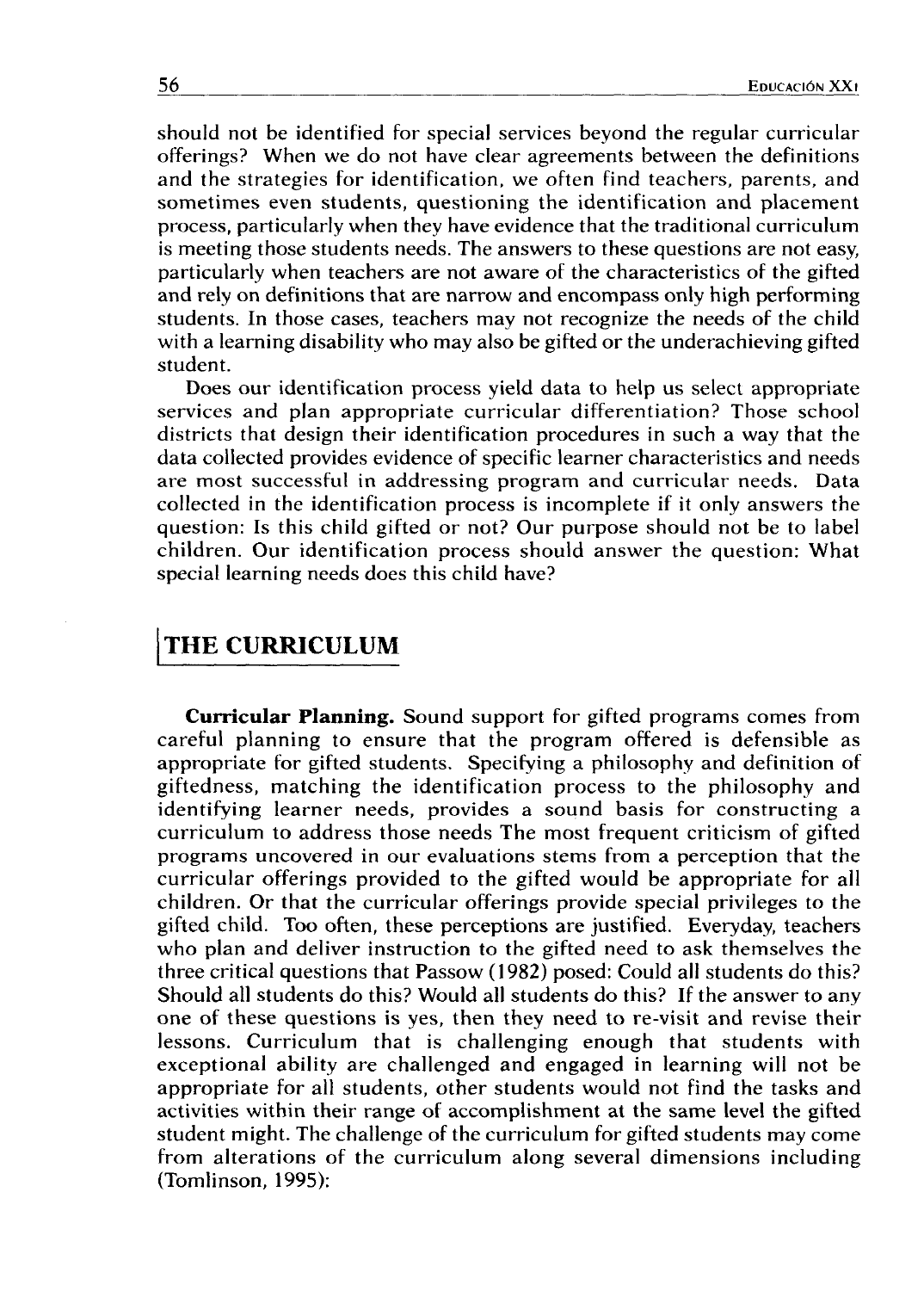should not be identified for special services beyond the regular curricular offerings? When we do not have clear agreements between the definitions and the strategies for identification, we often find teachers, parents, and sometimes even students, questioning the identification and placement process, particularly when they have evidence that the traditional curriculum is meeting those students needs. The answers to these questions are not easy, particularly when teachers are not aware of the characteristics of the gifted and rely on definitions that are narrow and encompass only high performing students. In those cases, teachers may not recognize the needs of the child with a learning disability who may also be gifted or the underachieving gifted student.

Does our identification process yield data to help us select appropriate services and plan appropriate curricular differentiation? Those school districts that design their identification procedures in such a way that the data collected provides evidence of specific learner characteristics and needs are most successful in addressing program and curricular needs. Data collected in the identification process is incomplete if it only answers the question: Is this child gifted or not? Our purpose should not be to label children. Our identification process should answer the question: What special learning needs does this child have?

## THE CURRICULUM

**Curricular Planning.** Sound support for gifted programs comes from careful planning to ensure that the program offered is defensible as appropriate for gifted students. Specifying a philosophy and definition of giftedness, matching the identification process to the philosophy and identifying learner needs, provides a sound basis for constructing a curriculum to address those needs The most frequent criticism of gifted programs uncovered in our evaluations stems from a perception that the curricular offerings provided to the gifted would be appropriate for all children. Or that the curricular offerings provide special privileges to the gifted child. Too often, these perceptions are justified. Everyday, teachers who plan and deliver instruction to the gifted need to ask themselves the three critical questions that Passow (1982) posed: Could all students do this? Should all students do this? Would all students do this? If the answer to any one of these questions is yes, then they need to re-visit and revise their lessons. Curriculum that is challenging enough that students with exceptional ability are challenged and engaged in learning will not be appropriate for all students, other students would not find the tasks and activities within their range of accomplishment at the same level the gifted student might. The challenge of the curriculum for gifted students may come from alterations of the curriculum along several dimensions including (Tomlinson, 1995):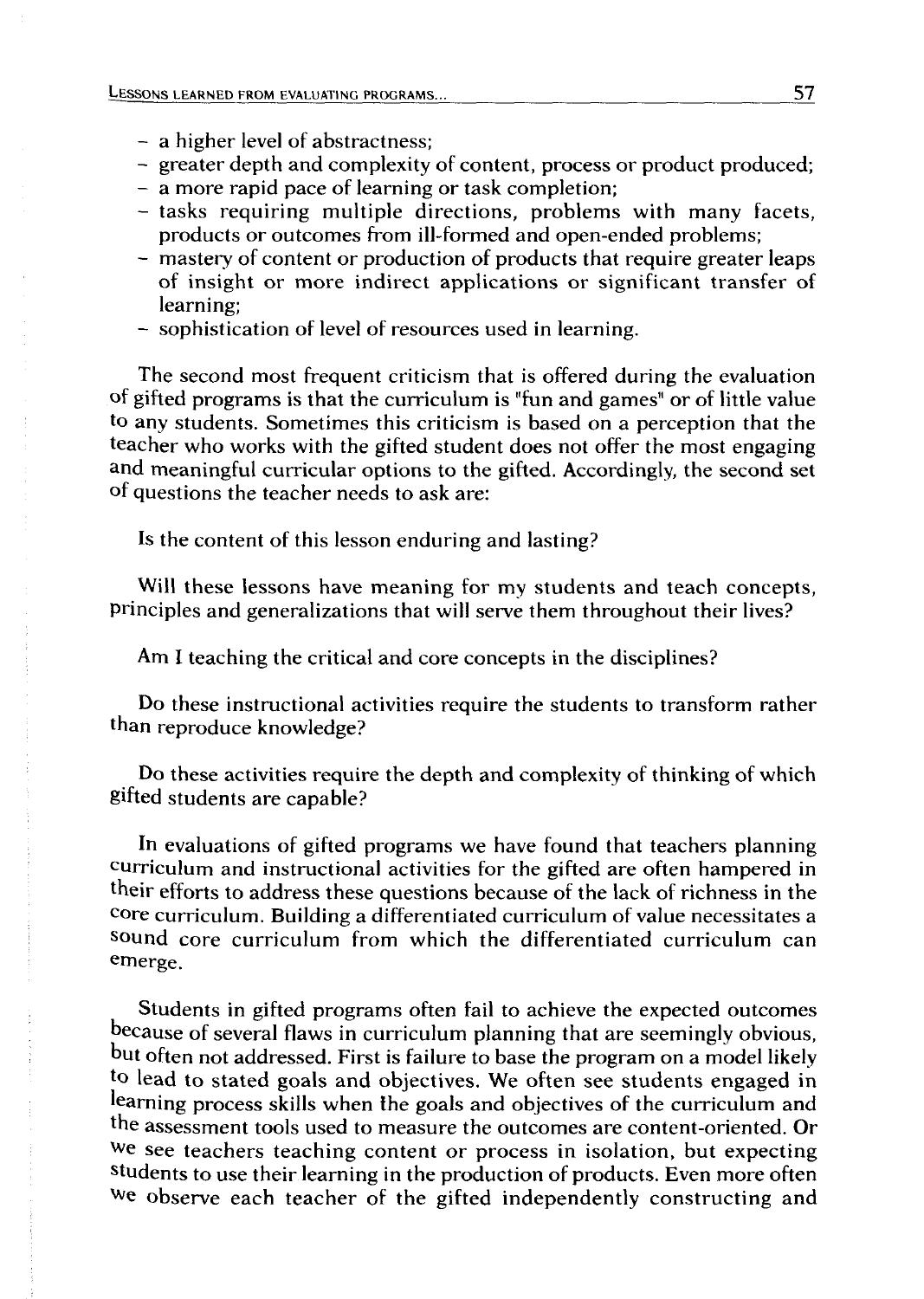- a higher level of abstractness;
- greater depth and complexity of content, process or product produced;
- a more rapid pace of learning or task completion;
- tasks requiring multiple directions, problems with many facets, products or outcomes from ill-formed and open-ended problems;
- mastery of content or production of products that require greater leaps of insight or more indirect applications or significant transfer of learning;
- sophistication of level of resources used in learning.

The second most frequent criticism that is offered during the evaluation of gifted programs is that the curriculum is "fun and games" or of little value to any students. Sometimes this criticism is based on a perception that the teacher who works with the gifted student does not offer the most engaging and meaningful curricular options to the gifted. Accordingly, the second set of questions the teacher needs to ask are:

Is the content of this lesson enduring and lasting?

Will these lessons have meaning for my students and teach concepts, principles and generalizations that will serve them throughout their lives?

Am I teaching the critical and core concepts in the disciplines?

Do these instructional activities require the students to transform rather than reproduce knowledge?

Do these activities require the depth and complexity of thinking of which gifted students are capable?

In evaluations of gifted programs we have found that teachers planning curriculum and instructional activities for the gifted are often hampered in their efforts to address these questions because of the lack of richness in the core curriculum. Building a differentiated curriculum of value necessitates a sound core curriculum from which the differentiated curriculum can emerge.

Students in gifted programs often fail to achieve the expected outcomes because of several flaws in curriculum planning that are seemingly obvious, but often not addressed. First is failure to base the program on a model likely to lead to stated goals and objectives. We often see students engaged in learning process skills when the goals and objectives of the curriculum and the assessment tools used to measure the outcomes are content-oriented. Or we see teachers teaching content or process in isolation, but expecting students to use their learning in the production of products. Even more often we observe each teacher of the gifted independently constructing and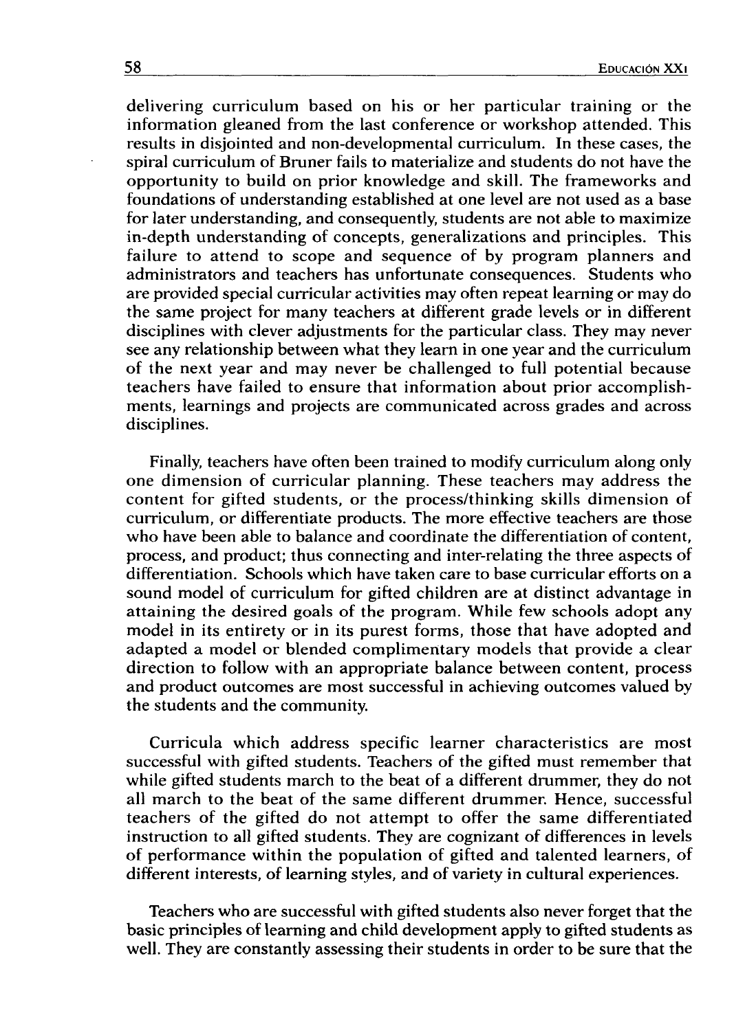delivering curriculum based on his or her particular training or the information gleaned from the last conference or workshop attended. This results in disjointed and non-developmental curriculum. In these cases, the spiral curriculum of Bruner fails to materialize and students do not have the opportunity to build on prior knowledge and skill. The frameworks and foundations of understanding established at one level are not used as a base for later understanding, and consequently, students are not able to maximize in-depth understanding of concepts, generalizations and principles. This failure to attend to scope and sequence of by program planners and administrators and teachers has unfortunate consequences. Students who are provided special curricular activities may often repeat learning or may do the same project for many teachers at different grade levels or in different disciplines with clever adjustments for the particular class. They may never see any relationship between what they learn in one year and the curriculum of the next year and may never be challenged to full potential because teachers have failed to ensure that information about prior accomplishments, learnings and projects are communicated across grades and across disciplines.

Finally, teachers have often been trained to modify curriculum along only one dimension of curricular planning. These teachers may address the content for gifted students, or the process/thinking skills dimension of curriculum, or differentiate products. The more effective teachers are those who have been able to balance and coordinate the differentiation of content, process, and product; thus connecting and inter-relating the three aspects of differentiation. Schools which have taken care to base curricular efforts on a sound model of curriculum for gifted children are at distinct advantage in attaining the desired goals of the program. While few schools adopt any model in its entirety or in its purest forms, those that have adopted and adapted a model or blended complimentary models that provide a clear direction to follow with an appropriate balance between content, process and product outcomes are most successful in achieving outcomes valued by the students and the community.

Curricula which address specific learner characteristics are most successful with gifted students. Teachers of the gifted must remember that while gifted students march to the beat of a different drummer, they do not all march to the beat of the same different drummer. Hence, successful teachers of the gifted do not attempt to offer the same differentiated instruction to all gifted students. They are cognizant of differences in levels of performance within the population of gifted and talented learners, of different interests, of learning styles, and of variety in cultural experiences.

Teachers who are successful with gifted students also never forget that the basic principles of learning and child development apply to gifted students as well. They are constantly assessing their students in order to be sure that the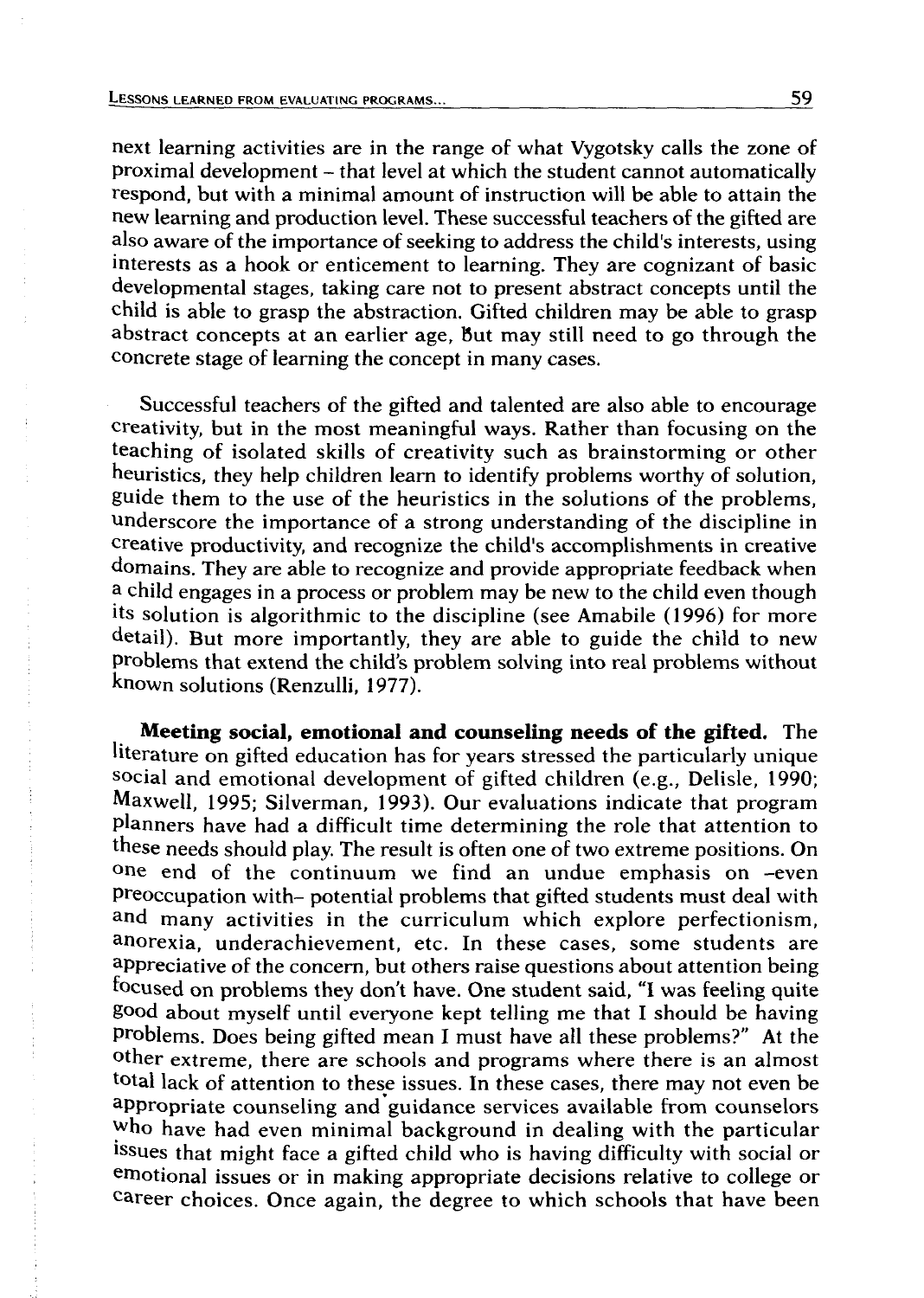next learning activities are in the range of what Vygotsky calls the zone of proximal development – that level at which the student cannot automatically respond, but with a minimal amount of instruction will be able to attain the new learning and production level. These successful teachers of the gifted are also aware of the importance of seeking to address the child's interests, using interests as a hook or enticement to learning. They are cognizant of basic developmental stages, taking care not to present abstract concepts until the child is able to grasp the abstraction. Gifted children may be able to grasp abstract concepts at an earlier age, but may still need to go through the concrete stage of learning the concept in many cases.

Successful teachers of the gifted and talented are also able to encourage creativity, but in the most meaningful ways. Rather than focusing on the teaching of isolated skills of creativity such as brainstorming or other heuristics, they help children learn to identify problems worthy of solution, guide them to the use of the heuristics in the solutions of the problems, underscore the importance of a strong understanding of the discipline in creative productivity, and recognize the child's accomplishments in creative domains. They are able to recognize and provide appropriate feedback when a child engages in a process or problem may be new to the child even though its solution is algorithmic to the discipline (see Amabile (1996) for more detail). But more importantly, they are able to guide the child to new problems that extend the child's problem solving into real problems without known solutions (Renzulli, 1977).

**Meeting social, emotional and counseling needs of the gifted.** The literature on gifted education has for years stressed the particularly unique social and emotional development of gifted children (e.g., Delisle, 1990; Maxwell, 1995; Silverman, 1993). Our evaluations indicate that program planners have had a difficult time determining the role that attention to these needs should play. The result is often one of two extreme positions. On one end of the continuum we find an undue emphasis on –even preoccupation with– potential problems that gifted students must deal with and many activities in the curriculum which explore perfectionism, anorexia, underachievement, etc. In these cases, some students are appreciative of the concern, but others raise questions about attention being focused on problems they don't have. One student said, "I was feeling quite good about myself until everyone kept telling me that I should be having problems. Does being gifted mean I must have all these problems?" At the other extreme, there are schools and programs where there is an almost total lack of attention to these issues. In these cases, there may not even be appropriate counseling and guidance services available from counselors who have had even minimal background in dealing with the particular issues that might face a gifted child who is having difficulty with social or emotional issues or in making appropriate decisions relative to college or career choices. Once again, the degree to which schools that have been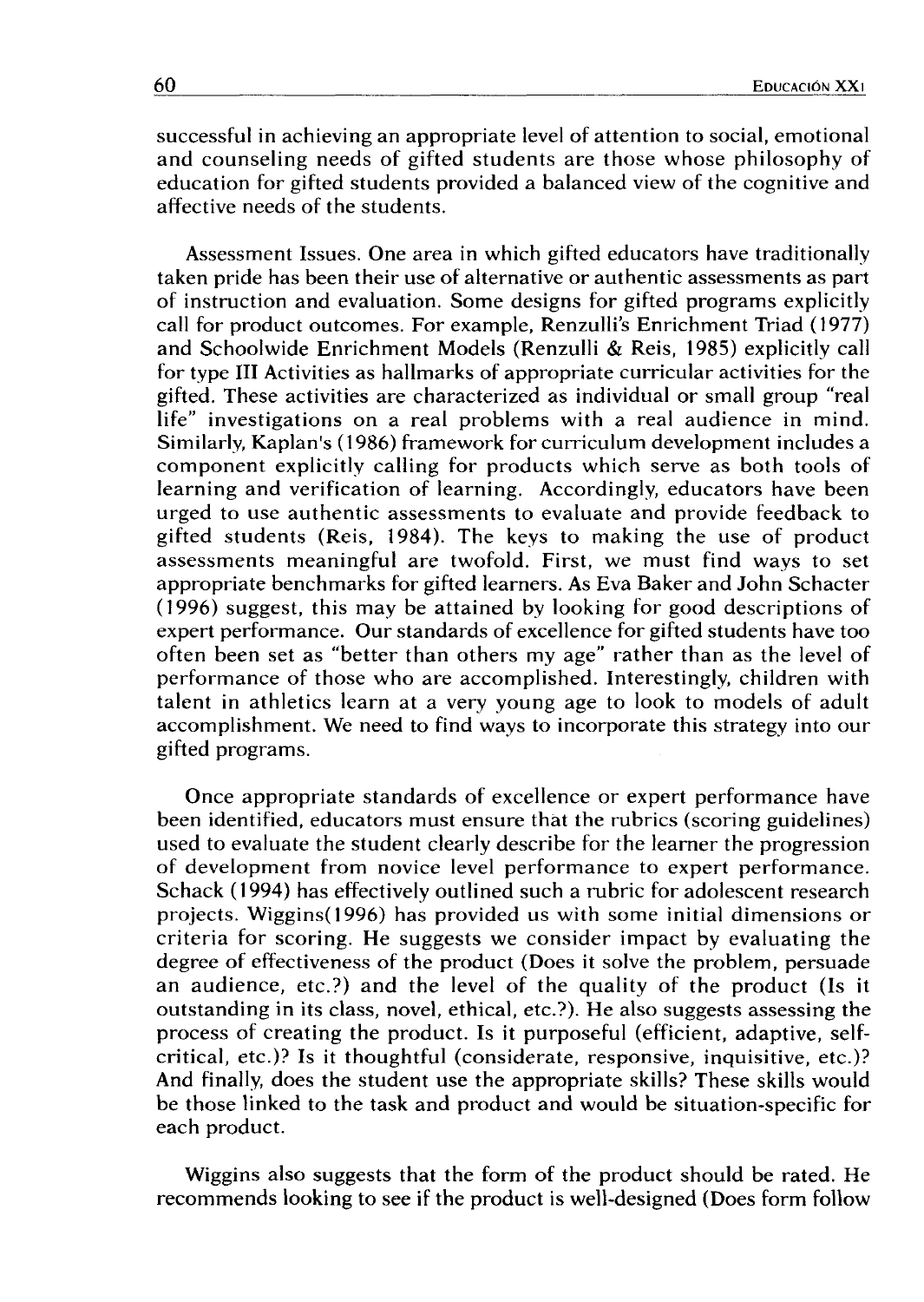successful in achieving an appropriate level of attention to social, emotional and counseling needs of gifted students are those whose philosophy of education for gifted students provided a balanced view of the cognitive and affective needs of the students.

Assessment Issues. One area in which gifted educators have traditionally taken pride has been their use of alternative or authentic assessments as part of instruction and evaluation. Some designs for gifted programs explicitly call for product outcomes. For example, Renzulli's Enrichment Triad (1977) and Schoolwide Enrichment Models (Renzulli & Reis, 1985) explicitly call for type III Activities as hallmarks of appropriate curricular activities for the gifted. These activities are characterized as individual or small group "real life" investigations on a real problems with a real audience in mind. Similarly, Kaplan's (1986) framework for curriculum development includes a component explicitly calling for products which serve as both tools of learning and verification of learning. Accordingly, educators have been urged to use authentic assessments to evaluate and provide feedback to gifted students (Reis, 1984). The keys to making the use of product assessments meaningful are twofold. First, we must find ways to set appropriate benchmarks for gifted learners. As Eva Baker and John Schacter (1996) suggest, this may be attained by looking for good descriptions of expert performance. Our standards of excellence for gifted students have too often been set as "better than others my age" rather than as the level of performance of those who are accomplished. Interestingly, children with talent in athletics learn at a very young age to look to models of adult accomplishment. We need to find ways to incorporate this strategy into our gifted programs.

Once appropriate standards of excellence or expert performance have been identified, educators must ensure that the rubrics (scoring guidelines) used to evaluate the student clearly describe for the learner the progression of development from novice level performance to expert performance. Schack (1994) has effectively outlined such a rubric for adolescent research projects. Wiggins(1996) has provided us with some initial dimensions or criteria for scoring. He suggests we consider impact by evaluating the degree of effectiveness of the product (Does it solve the problem, persuade an audience, etc.?) and the level of the quality of the product (Is it outstanding in its class, novel, ethical, etc.?). He also suggests assessing the process of creating the product. Is it purposeful (efficient, adaptive, self-critical, etc.)? Is it thoughtful (considerate, responsive, inquisitive, etc.)? And finally, does the student use the appropriate skills? These skills would be those linked to the task and product and would be situation-specific for each product.

Wiggins also suggests that the form of the product should be rated. He recommends looking to see if the product is well-designed (Does form follow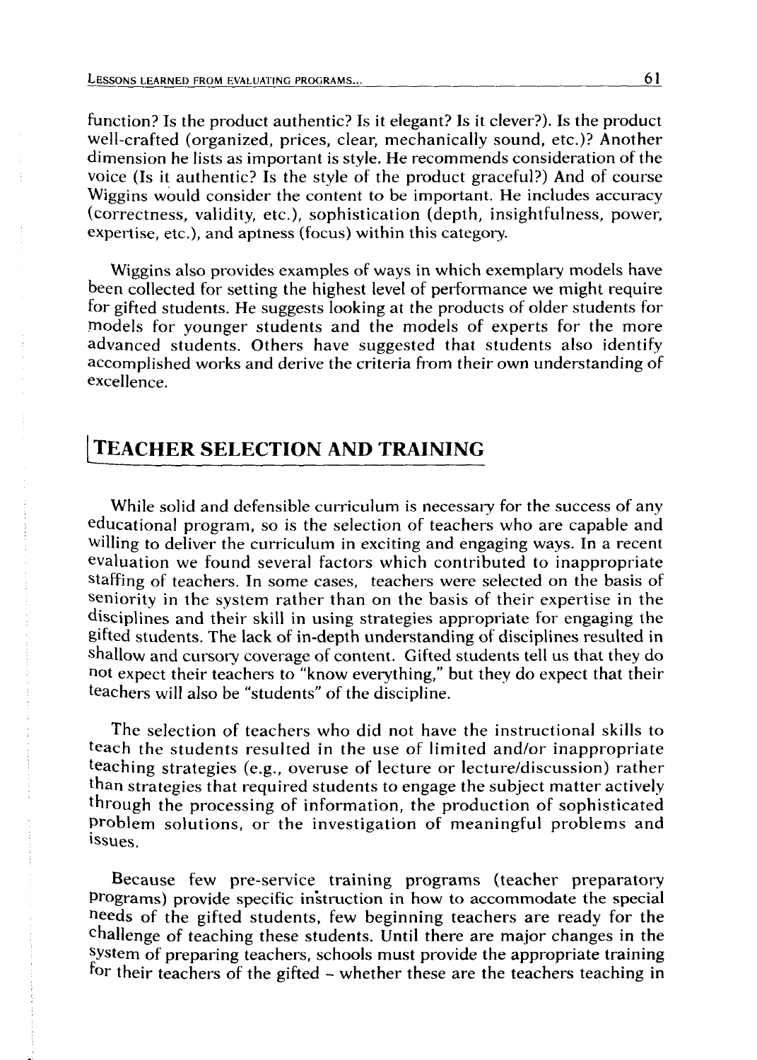function? Is the product authentic? Is it elegant? Is it clever?). Is the product well-crafted (organized, prices, clear, mechanically sound, etc.)? Another dimension he lists as important is style. He recommends consideration of the voice (Is it authentic? Is the style of the product graceful?) And of course Wiggins would consider the content to be important. He includes accuracy (correctness, validity, etc.), sophistication (depth, insightfulness, power, expertise, etc.), and aptness (focus) within this category.

Wiggins also provides examples of ways in which exemplary models have been collected for setting the highest level of performance we might require for gifted students. He suggests looking at the products of older students for models for younger students and the models of experts for the more advanced students. Others have suggested that students also identify accomplished works and derive the criteria from their own understanding of excellence.

## TEACHER SELECTION AND TRAINING

While solid and defensible curriculum is necessary for the success of any educational program, so is the selection of teachers who are capable and willing to deliver the curriculum in exciting and engaging ways. In a recent evaluation we found several factors which contributed to inappropriate staffing of teachers. In some cases, teachers were selected on the basis of seniority in the system rather than on the basis of their expertise in the disciplines and their skill in using strategies appropriate for engaging the gifted students. The lack of in-depth understanding of disciplines resulted in shallow and cursory coverage of content. Gifted students tell us that they do not expect their teachers to "know everything," but they do expect that their teachers will also be "students" of the discipline.

The selection of teachers who did not have the instructional skills to teach the students resulted in the use of limited and/or inappropriate teaching strategies (e.g., overuse of lecture or lecture/discussion) rather than strategies that required students to engage the subject matter actively through the processing of information, the production of sophisticated problem solutions, or the investigation of meaningful problems and issues.

Because few pre-service training programs (teacher preparatory programs) provide specific instruction in how to accommodate the special needs of the gifted students, few beginning teachers are ready for the challenge of teaching these students. Until there are major changes in the system of preparing teachers, schools must provide the appropriate training for their teachers of the gifted – whether these are the teachers teaching in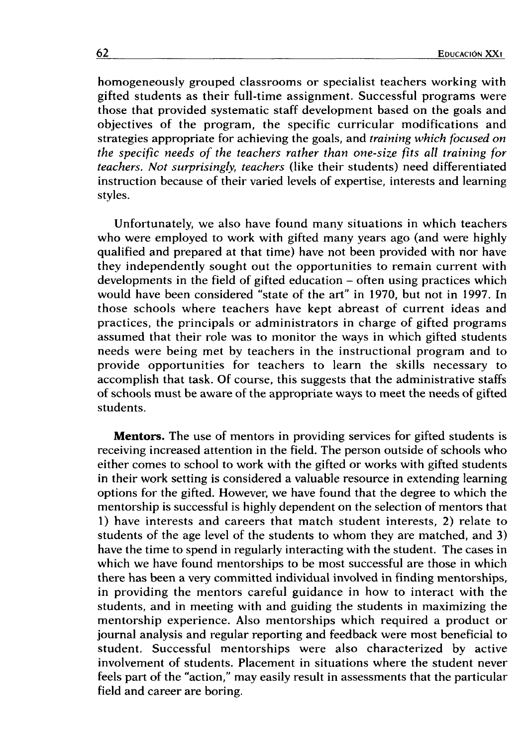homogeneously grouped classrooms or specialist teachers working with gifted students as their full-time assignment. Successful programs were those that provided systematic staff development based on the goals and objectives of the program, the specific curricular modifications and strategies appropriate for achieving the goals, and *training which focused on the specific needs of the teachers rather than one-size fits all training for teachers. Not surprisingly, teachers* (like their students) need differentiated instruction because of their varied levels of expertise, interests and learning styles.

Unfortunately, we also have found many situations in which teachers who were employed to work with gifted many years ago (and were highly qualified and prepared at that time) have not been provided with nor have they independently sought out the opportunities to remain current with developments in the field of gifted education – often using practices which would have been considered "state of the art" in 1970, but not in 1997. In those schools where teachers have kept abreast of current ideas and practices, the principals or administrators in charge of gifted programs assumed that their role was to monitor the ways in which gifted students needs were being met by teachers in the instructional program and to provide opportunities for teachers to learn the skills necessary to accomplish that task. Of course, this suggests that the administrative staffs of schools must be aware of the appropriate ways to meet the needs of gifted students.

**Mentors.** The use of mentors in providing services for gifted students is receiving increased attention in the field. The person outside of schools who either comes to school to work with the gifted or works with gifted students in their work setting is considered a valuable resource in extending learning options for the gifted. However, we have found that the degree to which the mentorship is successful is highly dependent on the selection of mentors that 1) have interests and careers that match student interests, 2) relate to students of the age level of the students to whom they are matched, and 3) have the time to spend in regularly interacting with the student. The cases in which we have found mentorships to be most successful are those in which there has been a very committed individual involved in finding mentorships, in providing the mentors careful guidance in how to interact with the students, and in meeting with and guiding the students in maximizing the mentorship experience. Also mentorships which required a product or journal analysis and regular reporting and feedback were most beneficial to student. Successful mentorships were also characterized by active involvement of students. Placement in situations where the student never feels part of the "action," may easily result in assessments that the particular field and career are boring.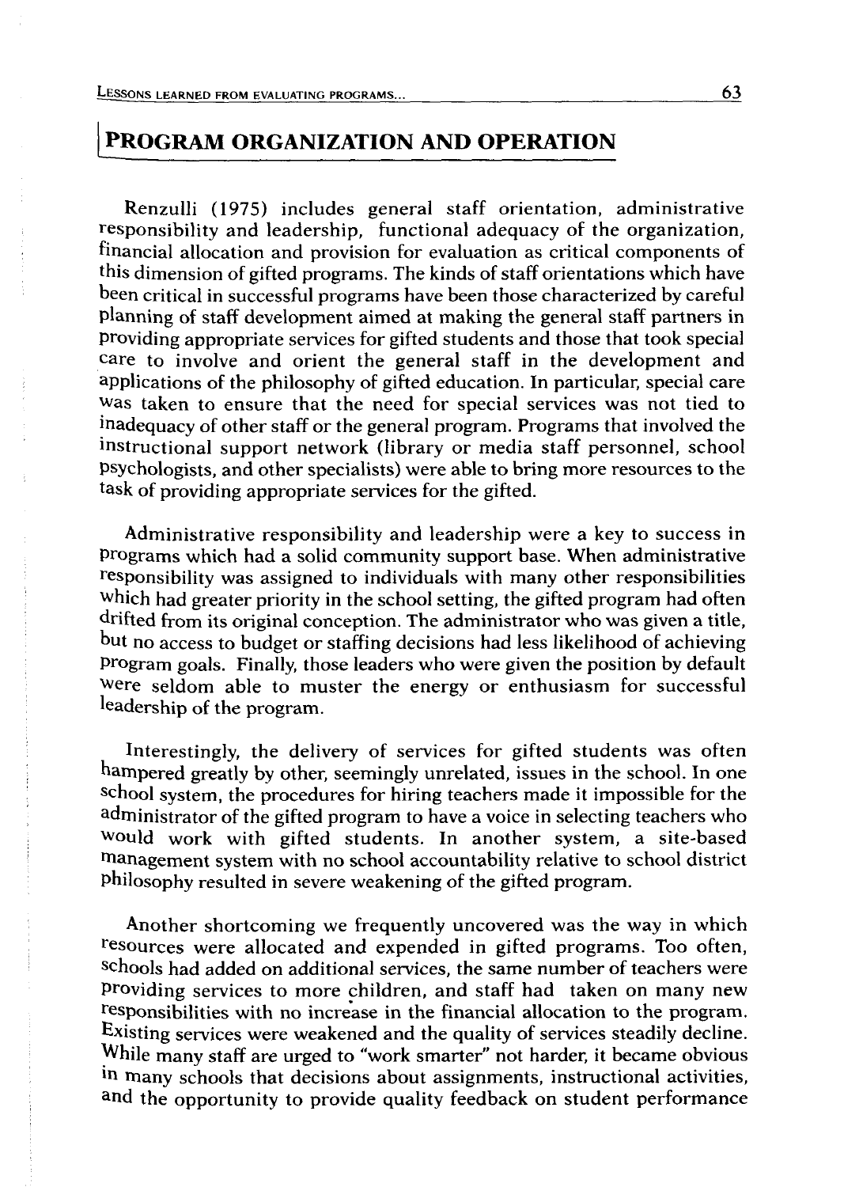## PROGRAM ORGANIZATION AND OPERATION

Renzulli (1975) includes general staff orientation, administrative responsibility and leadership, functional adequacy of the organization, financial allocation and provision for evaluation as critical components of this dimension of gifted programs. The kinds of staff orientations which have been critical in successful programs have been those characterized by careful planning of staff development aimed at making the general staff partners in providing appropriate services for gifted students and those that took special care to involve and orient the general staff in the development and applications of the philosophy of gifted education. In particular, special care was taken to ensure that the need for special services was not tied to inadequacy of other staff or the general program. Programs that involved the instructional support network (library or media staff personnel, school psychologists, and other specialists) were able to bring more resources to the task of providing appropriate services for the gifted.

Administrative responsibility and leadership were a key to success in programs which had a solid community support base. When administrative responsibility was assigned to individuals with many other responsibilities which had greater priority in the school setting, the gifted program had often drifted from its original conception. The administrator who was given a title, but no access to budget or staffing decisions had less likelihood of achieving program goals. Finally, those leaders who were given the position by default were seldom able to muster the energy or enthusiasm for successful leadership of the program.

Interestingly, the delivery of services for gifted students was often hampered greatly by other, seemingly unrelated, issues in the school. In one school system, the procedures for hiring teachers made it impossible for the administrator of the gifted program to have a voice in selecting teachers who would work with gifted students. In another system, a site-based management system with no school accountability relative to school district philosophy resulted in severe weakening of the gifted program.

Another shortcoming we frequently uncovered was the way in which resources were allocated and expended in gifted programs. Too often, schools had added on additional services, the same number of teachers were providing services to more children, and staff had taken on many new responsibilities with no increase in the financial allocation to the program. Existing services were weakened and the quality of services steadily decline. While many staff are urged to "work smarter" not harder, it became obvious in many schools that decisions about assignments, instructional activities, and the opportunity to provide quality feedback on student performance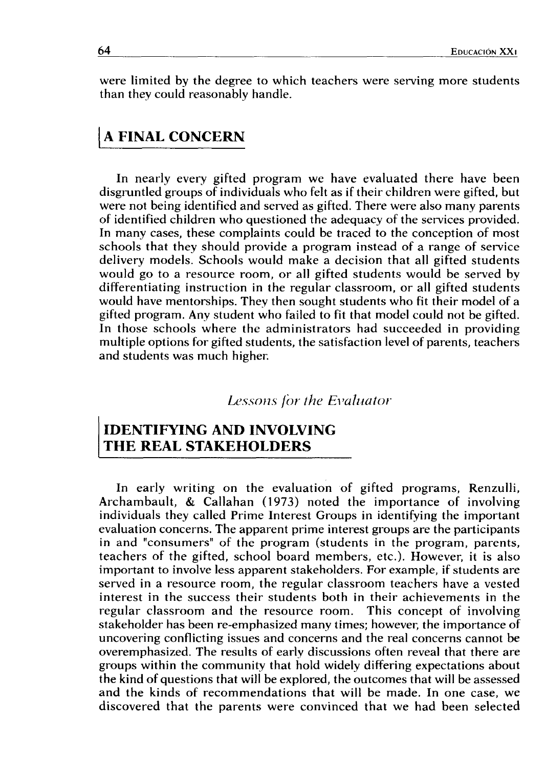were limited by the degree to which teachers were serving more students than they could reasonably handle.

## A FINAL CONCERN

In nearly every gifted program we have evaluated there have been disgruntled groups of individuals who felt as if their children were gifted, but were not being identified and served as gifted. There were also many parents of identified children who questioned the adequacy of the services provided. In many cases, these complaints could be traced to the conception of most schools that they should provide a program instead of a range of service delivery models. Schools would make a decision that all gifted students would go to a resource room, or all gifted students would be served by differentiating instruction in the regular classroom, or all gifted students would have mentorships. They then sought students who fit their model of a gifted program. Any student who failed to fit that model could not be gifted. In those schools where the administrators had succeeded in providing multiple options for gifted students, the satisfaction level of parents, teachers and students was much higher.

*Lessons for the Evaluator*

## IDENTIFYING AND INVOLVING THE REAL STAKEHOLDERS

In early writing on the evaluation of gifted programs, Renzulli, Archambault, & Callahan (1973) noted the importance of involving individuals they called Prime Interest Groups in identifying the important evaluation concerns. The apparent prime interest groups are the participants in and "consumers" of the program (students in the program, parents, teachers of the gifted, school board members, etc.). However, it is also important to involve less apparent stakeholders. For example, if students are served in a resource room, the regular classroom teachers have a vested interest in the success their students both in their achievements in the regular classroom and the resource room. This concept of involving stakeholder has been re-emphasized many times; however, the importance of uncovering conflicting issues and concerns and the real concerns cannot be overemphasized. The results of early discussions often reveal that there are groups within the community that hold widely differing expectations about the kind of questions that will be explored, the outcomes that will be assessed and the kinds of recommendations that will be made. In one case, we discovered that the parents were convinced that we had been selected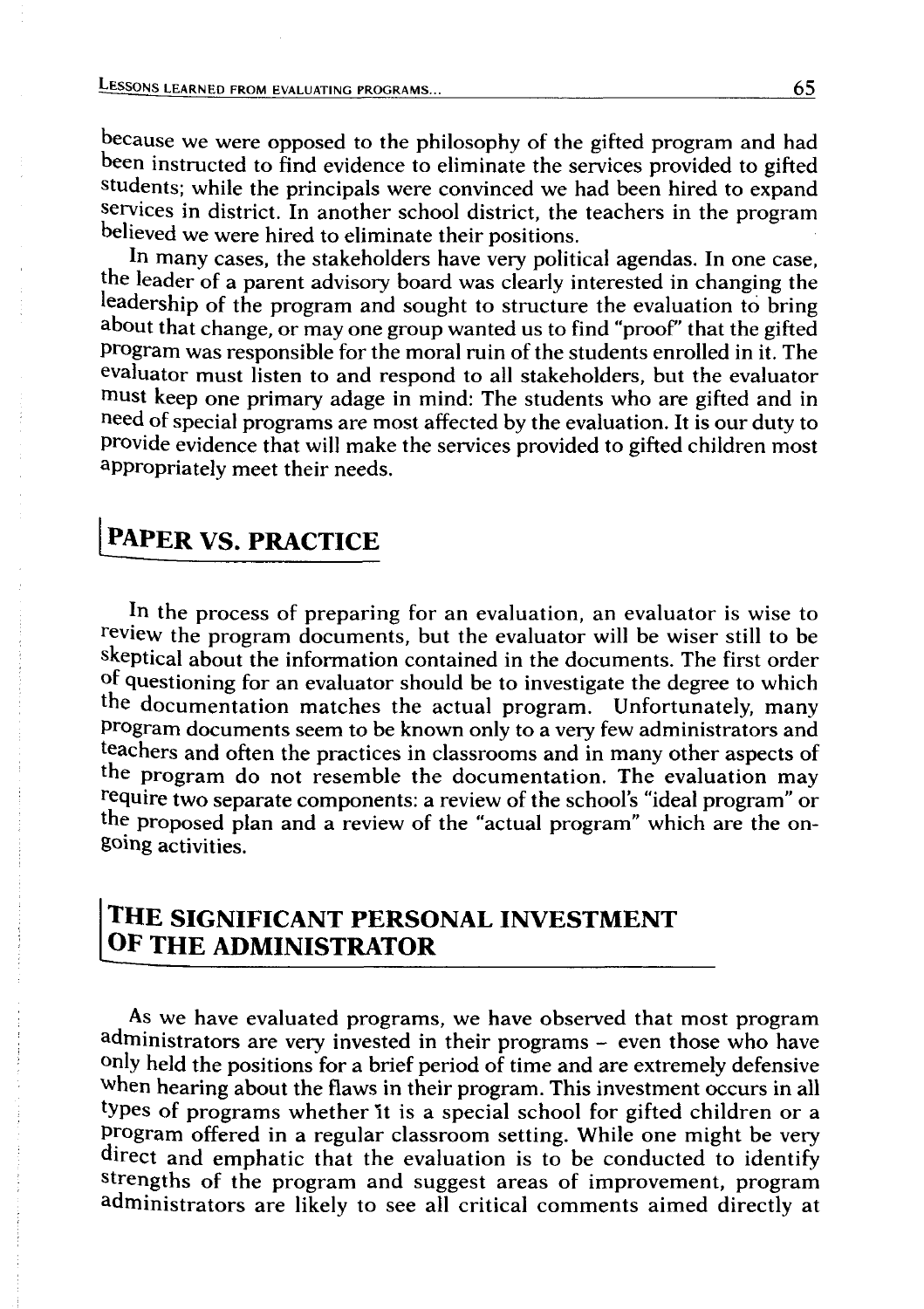because we were opposed to the philosophy of the gifted program and had been instructed to find evidence to eliminate the services provided to gifted students; while the principals were convinced we had been hired to expand services in district. In another school district, the teachers in the program believed we were hired to eliminate their positions.

In many cases, the stakeholders have very political agendas. In one case, the leader of a parent advisory board was clearly interested in changing the leadership of the program and sought to structure the evaluation to bring about that change, or may one group wanted us to find "proof" that the gifted program was responsible for the moral ruin of the students enrolled in it. The evaluator must listen to and respond to all stakeholders, but the evaluator must keep one primary adage in mind: The students who are gifted and in need of special programs are most affected by the evaluation. It is our duty to provide evidence that will make the services provided to gifted children most appropriately meet their needs.

## PAPER VS. PRACTICE

In the process of preparing for an evaluation, an evaluator is wise to review the program documents, but the evaluator will be wiser still to be skeptical about the information contained in the documents. The first order of questioning for an evaluator should be to investigate the degree to which the documentation matches the actual program. Unfortunately, many program documents seem to be known only to a very few administrators and teachers and often the practices in classrooms and in many other aspects of the program do not resemble the documentation. The evaluation may require two separate components: a review of the school's "ideal program" or the proposed plan and a review of the "actual program" which are the on-going activities.

## THE SIGNIFICANT PERSONAL INVESTMENT OF THE ADMINISTRATOR

As we have evaluated programs, we have observed that most program administrators are very invested in their programs – even those who have only held the positions for a brief period of time and are extremely defensive when hearing about the flaws in their program. This investment occurs in all types of programs whether it is a special school for gifted children or a program offered in a regular classroom setting. While one might be very direct and emphatic that the evaluation is to be conducted to identify strengths of the program and suggest areas of improvement, program administrators are likely to see all critical comments aimed directly at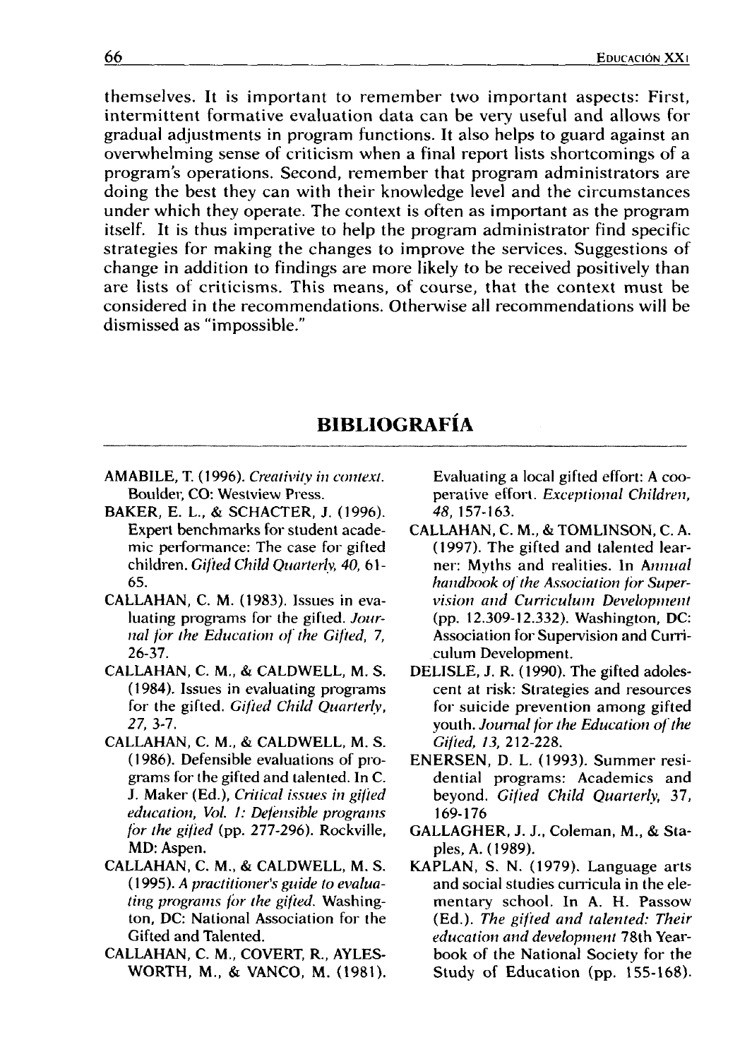themselves. It is important to remember two important aspects: First, intermittent formative evaluation data can be very useful and allows for gradual adjustments in program functions. It also helps to guard against an overwhelming sense of criticism when a final report lists shortcomings of a program's operations. Second, remember that program administrators are doing the best they can with their knowledge level and the circumstances under which they operate. The context is often as important as the program itself. It is thus imperative to help the program administrator find specific strategies for making the changes to improve the services. Suggestions of change in addition to findings are more likely to be received positively than are lists of criticisms. This means, of course, that the context must be considered in the recommendations. Otherwise all recommendations will be dismissed as "impossible."

## BIBLIOGRAFÍA

AMABILE, T. (1996). *Creativity in context.* Boulder, CO: Westview Press.

BAKER, E. L., & SCHACTER, J. (1996). Expert benchmarks for student academic performance: The case for gifted children. *Gifted Child Quarterly, 40,* 61-65.

CALLAHAN, C. M. (1983). Issues in evaluating programs for the gifted. *Journal for the Education of the Gifted, 7,* 26-37.

CALLAHAN, C. M., & CALDWELL, M. S. (1984). Issues in evaluating programs for the gifted. *Gifted Child Quarterly, 27,* 3-7.

CALLAHAN, C. M., & CALDWELL, M. S. (1986). Defensible evaluations of programs for the gifted and talented. In C. J. Maker (Ed.), *Critical issues in gifted education, Vol. 1: Defensible programs for the gifted* (pp. 277-296). Rockville, MD: Aspen.

CALLAHAN, C. M., & CALDWELL, M. S. (1995). *A practitioner's guide to evaluating programs for the gifted.* Washington, DC: National Association for the Gifted and Talented.

CALLAHAN, C. M., COVERT, R., AYLESWORTH, M., & VANCO, M. (1981). Evaluating a local gifted effort: A cooperative effort. *Exceptional Children, 48,* 157-163.

CALLAHAN, C. M., & TOMLINSON, C. A. (1997). The gifted and talented learner: Myths and realities. In *Annual handbook of the Association for Supervision and Curriculum Development* (pp. 12.309-12.332). Washington, DC: Association for Supervision and Curriculum Development.

DELISLE, J. R. (1990). The gifted adolescent at risk: Strategies and resources for suicide prevention among gifted youth. *Journal for the Education of the Gifted, 13,* 212-228.

ENERSEN, D. L. (1993). Summer residential programs: Academics and beyond. *Gifted Child Quarterly,* 37, 169-176

GALLAGHER, J. J., Coleman, M., & Staples, A. (1989).

KAPLAN, S. N. (1979). Language arts and social studies curricula in the elementary school. In A. H. Passow (Ed.). *The gifted and talented: Their education and development* 78th Yearbook of the National Society for the Study of Education (pp. 155-168).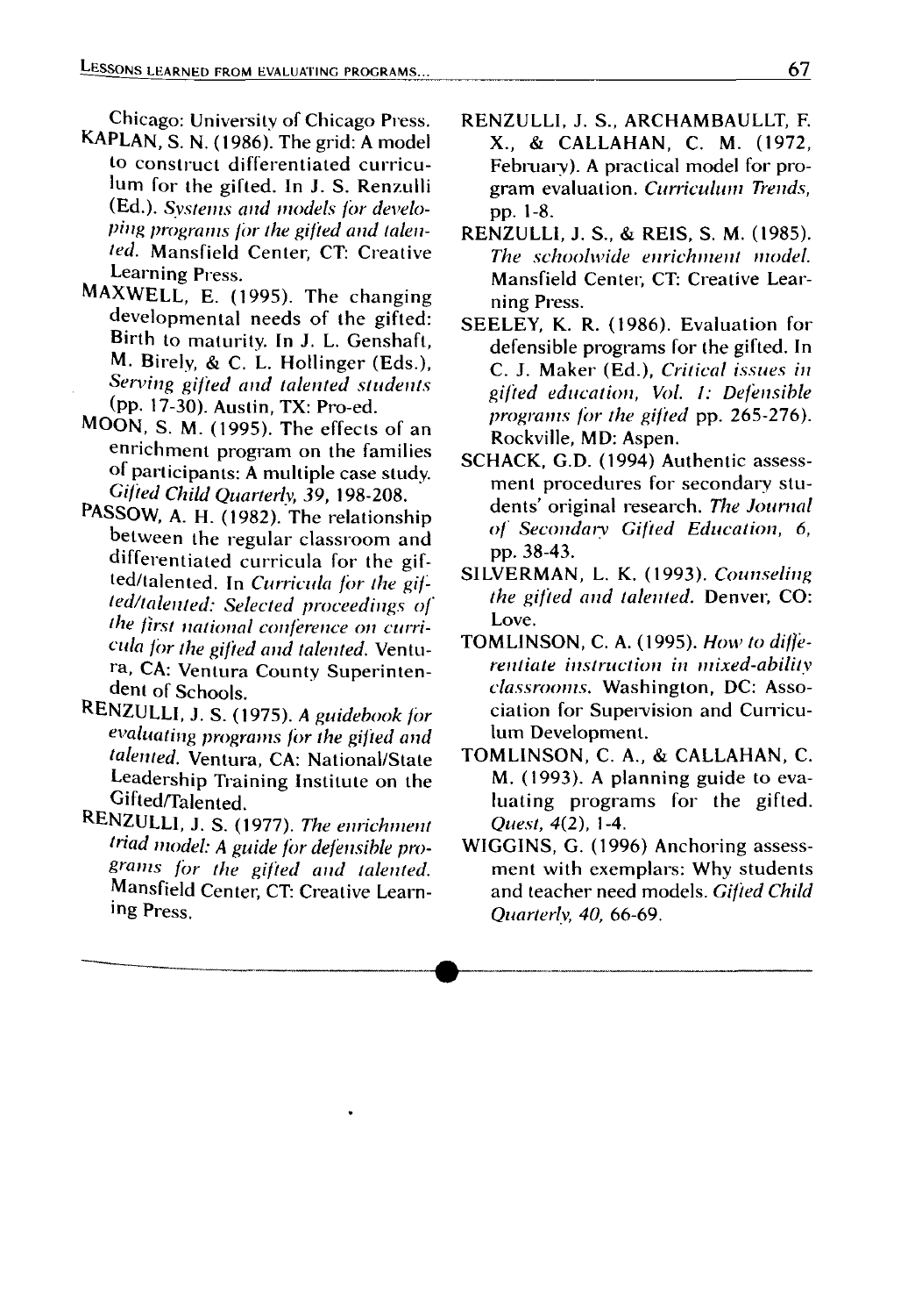Chicago: University of Chicago Press.

KAPLAN, S. N. (1986). The grid: A model to construct differentiated curriculum for the gifted. In J. S. Renzulli (Ed.). *Systems and models for developing programs for the gifted and talented.* Mansfield Center, CT: Creative Learning Press.

MAXWELL, E. (1995). The changing developmental needs of the gifted: Birth to maturity. In J. L. Genshaft, M. Birely, & C. L. Hollinger (Eds.), *Serving gifted and talented students* (pp. 17-30). Austin, TX: Pro-ed.

MOON, S. M. (1995). The effects of an enrichment program on the families of participants: A multiple case study. *Gifted Child Quarterly, 39,* 198-208.

PASSOW, A. H. (1982). The relationship between the regular classroom and differentiated curricula for the gifted/talented. In *Curricula for the gifted/talented: Selected proceedings of the first national conference on curricula for the gifted and talented.* Ventura, CA: Ventura County Superintendent of Schools.

RENZULLI, J. S. (1975). *A guidebook for evaluating programs for the gifted and talented.* Ventura, CA: National/State Leadership Training Institute on the Gifted/Talented.

RENZULLI, J. S. (1977). *The enrichment triad model: A guide for defensible programs for the gifted and talented.* Mansfield Center, CT: Creative Learning Press.

RENZULLI, J. S., ARCHAMBAULLT, F. X., & CALLAHAN, C. M. (1972, February). A practical model for program evaluation. *Curriculum Trends,* pp. 1-8.

RENZULLI, J. S., & REIS, S. M. (1985). *The schoolwide enrichment model.* Mansfield Center, CT: Creative Learning Press.

SEELEY, K. R. (1986). Evaluation for defensible programs for the gifted. In C. J. Maker (Ed.), *Critical issues in gifted education, Vol. 1: Defensible programs for the gifted* pp. 265-276). Rockville, MD: Aspen.

SCHACK, G.D. (1994) Authentic assessment procedures for secondary students' original research. *The Journal of Secondary Gifted Education, 6,* pp. 38-43.

SILVERMAN, L. K. (1993). *Counseling the gifted and talented.* Denver, CO: Love.

TOMLINSON, C. A. (1995). *How to differentiate instruction in mixed-ability classrooms.* Washington, DC: Association for Supervision and Curriculum Development.

TOMLINSON, C. A., & CALLAHAN, C. M. (1993). A planning guide to evaluating programs for the gifted. *Quest, 4*(2), 1-4.

WIGGINS, G. (1996) Anchoring assessment with exemplars: Why students and teacher need models. *Gifted Child Quarterly, 40,* 66-69.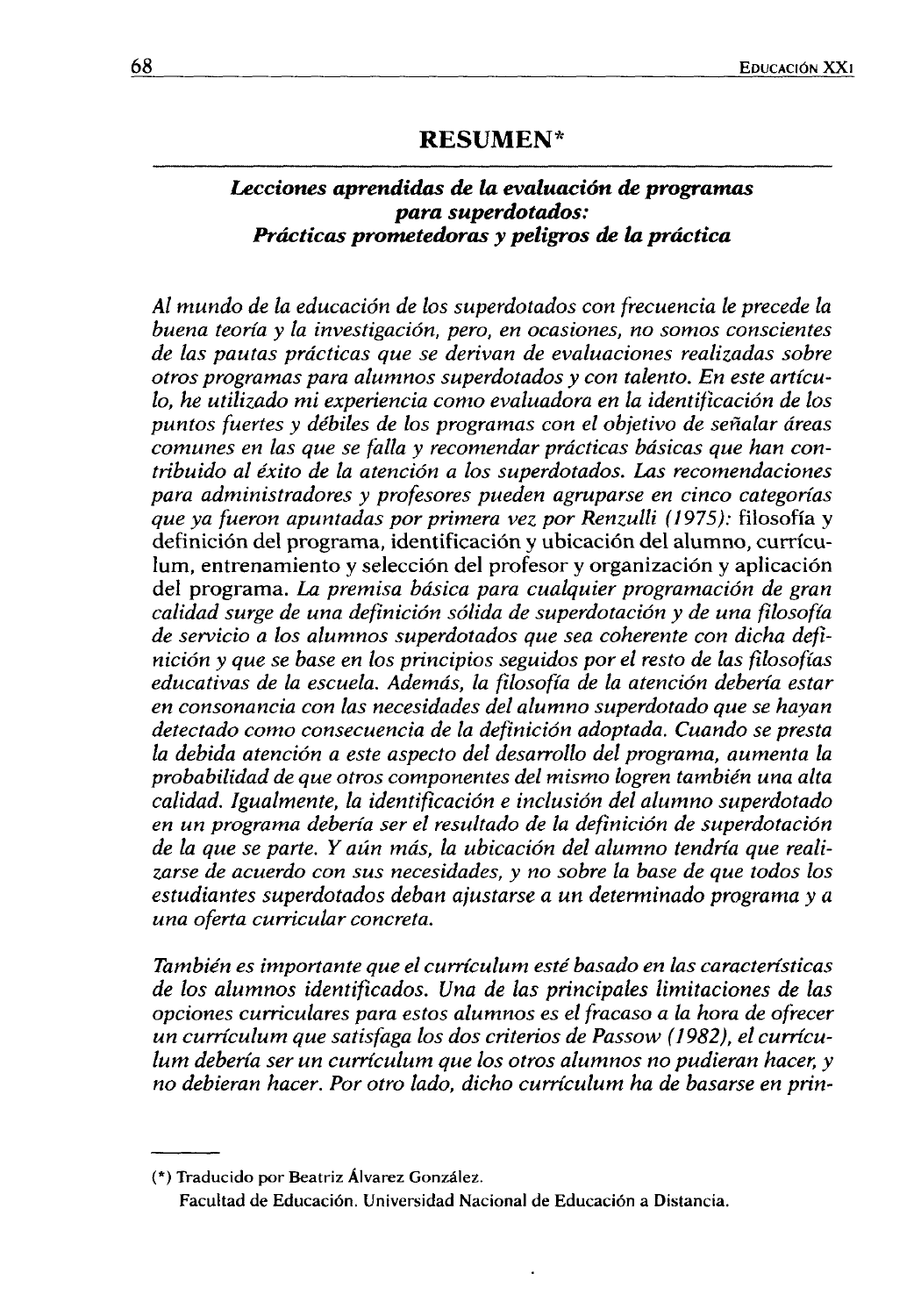## RESUMEN*

### *Lecciones aprendidas de la evaluación de programas para superdotados: Prácticas prometedoras y peligros de la práctica*

*Al mundo de la educación de los superdotados con frecuencia le precede la buena teoría y la investigación, pero, en ocasiones, no somos conscientes de las pautas prácticas que se derivan de evaluaciones realizadas sobre otros programas para alumnos superdotados y con talento. En este artículo, he utilizado mi experiencia como evaluadora en la identificación de los puntos fuertes y débiles de los programas con el objetivo de señalar áreas comunes en las que se falla y recomendar prácticas básicas que han contribuido al éxito de la atención a los superdotados. Las recomendaciones para administradores y profesores pueden agruparse en cinco categorías que ya fueron apuntadas por primera vez por Renzulli (1975):* filosofía y definición del programa, identificación y ubicación del alumno, currículum, entrenamiento y selección del profesor y organización y aplicación del programa. *La premisa básica para cualquier programación de gran calidad surge de una definición sólida de superdotación y de una filosofía de servicio a los alumnos superdotados que sea coherente con dicha definición y que se base en los principios seguidos por el resto de las filosofías educativas de la escuela. Además, la filosofía de la atención debería estar en consonancia con las necesidades del alumno superdotado que se hayan detectado como consecuencia de la definición adoptada. Cuando se presta la debida atención a este aspecto del desarrollo del programa, aumenta la probabilidad de que otros componentes del mismo logren también una alta calidad. Igualmente, la identificación e inclusión del alumno superdotado en un programa debería ser el resultado de la definición de superdotación de la que se parte. Y aún más, la ubicación del alumno tendría que realizarse de acuerdo con sus necesidades, y no sobre la base de que todos los estudiantes superdotados deban ajustarse a un determinado programa y a una oferta curricular concreta.*

*También es importante que el currículum esté basado en las características de los alumnos identificados. Una de las principales limitaciones de las opciones curriculares para estos alumnos es el fracaso a la hora de ofrecer un currículum que satisfaga los dos criterios de Passow (1982), el currículum debería ser un currículum que los otros alumnos no pudieran hacer, y no debieran hacer. Por otro lado, dicho currículum ha de basarse en prin-*

---

(*) Traducido por Beatriz Álvarez González.

Facultad de Educación. Universidad Nacional de Educación a Distancia.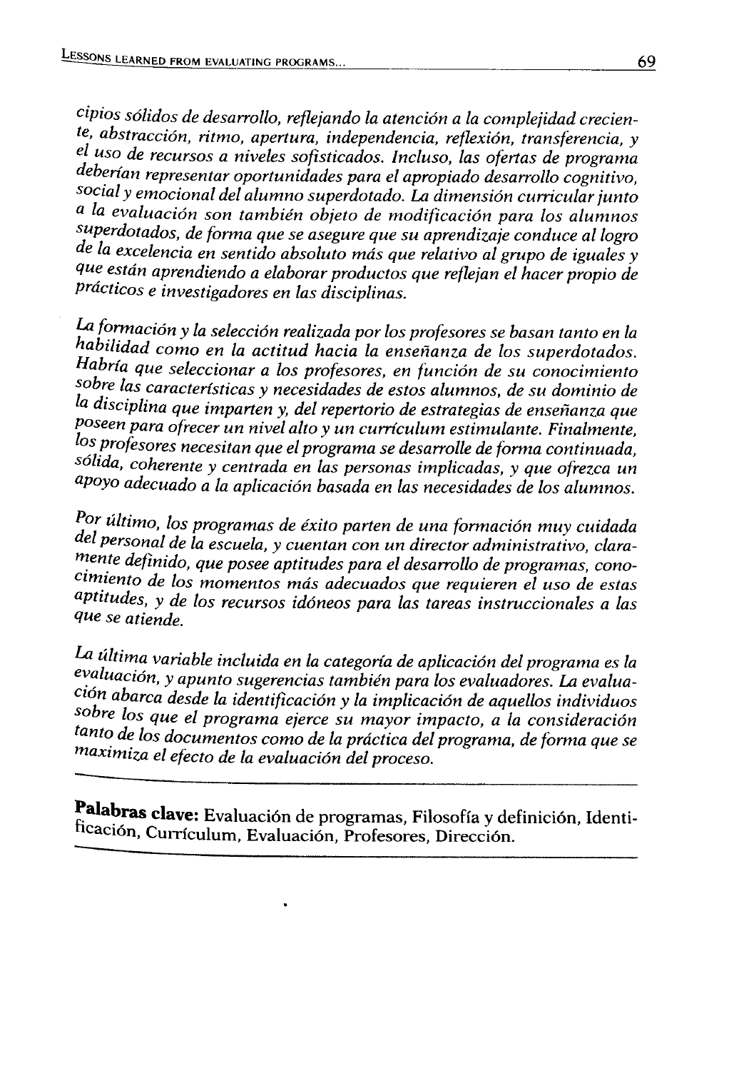*cipios sólidos de desarrollo, reflejando la atención a la complejidad creciente, abstracción, ritmo, apertura, independencia, reflexión, transferencia, y el uso de recursos a niveles sofisticados. Incluso, las ofertas de programa deberían representar oportunidades para el apropiado desarrollo cognitivo, social y emocional del alumno superdotado. La dimensión curricular junto a la evaluación son también objeto de modificación para los alumnos superdotados, de forma que se asegure que su aprendizaje conduce al logro de la excelencia en sentido absoluto más que relativo al grupo de iguales y que están aprendiendo a elaborar productos que reflejan el hacer propio de prácticos e investigadores en las disciplinas.*

*La formación y la selección realizada por los profesores se basan tanto en la habilidad como en la actitud hacia la enseñanza de los superdotados. Habría que seleccionar a los profesores, en función de su conocimiento sobre las características y necesidades de estos alumnos, de su dominio de la disciplina que imparten y, del repertorio de estrategias de enseñanza que poseen para ofrecer un nivel alto y un currículum estimulante. Finalmente, los profesores necesitan que el programa se desarrolle de forma continuada, sólida, coherente y centrada en las personas implicadas, y que ofrezca un apoyo adecuado a la aplicación basada en las necesidades de los alumnos.*

*Por último, los programas de éxito parten de una formación muy cuidada del personal de la escuela, y cuentan con un director administrativo, claramente definido, que posee aptitudes para el desarrollo de programas, conocimiento de los momentos más adecuados que requieren el uso de estas aptitudes, y de los recursos idóneos para las tareas instruccionales a las que se atiende.*

*La última variable incluida en la categoría de aplicación del programa es la evaluación, y apunto sugerencias también para los evaluadores. La evaluación abarca desde la identificación y la implicación de aquellos individuos sobre los que el programa ejerce su mayor impacto, a la consideración tanto de los documentos como de la práctica del programa, de forma que se maximiza el efecto de la evaluación del proceso.*

---

**Palabras clave:** Evaluación de programas, Filosofía y definición, Identificación, Currículum, Evaluación, Profesores, Dirección.

---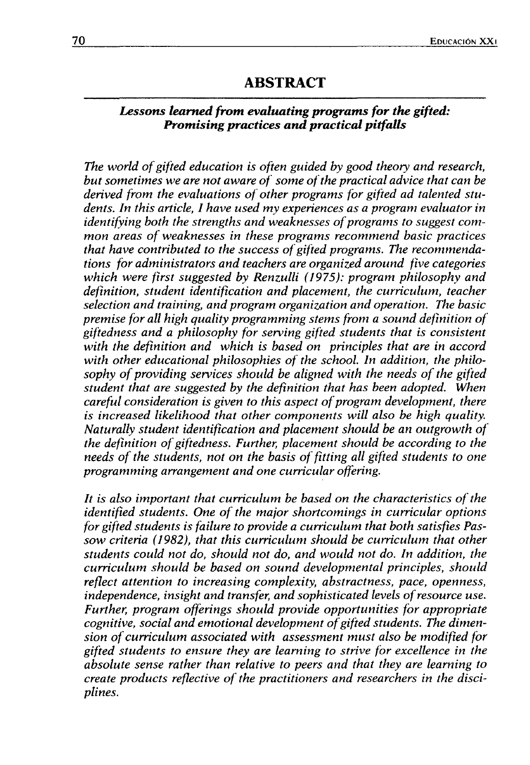## ABSTRACT

### *Lessons learned from evaluating programs for the gifted: Promising practices and practical pitfalls*

*The world of gifted education is often guided by good theory and research, but sometimes we are not aware of some of the practical advice that can be derived from the evaluations of other programs for gifted ad talented students. In this article, I have used my experiences as a program evaluator in identifying both the strengths and weaknesses of programs to suggest common areas of weaknesses in these programs recommend basic practices that have contributed to the success of gifted programs. The recommendations for administrators and teachers are organized around five categories which were first suggested by Renzulli (1975): program philosophy and definition, student identification and placement, the curriculum, teacher selection and training, and program organization and operation. The basic premise for all high quality programming stems from a sound definition of giftedness and a philosophy for serving gifted students that is consistent with the definition and which is based on principles that are in accord with other educational philosophies of the school. In addition, the philosophy of providing services should be aligned with the needs of the gifted student that are suggested by the definition that has been adopted. When careful consideration is given to this aspect of program development, there is increased likelihood that other components will also be high quality. Naturally student identification and placement should be an outgrowth of the definition of giftedness. Further, placement should be according to the needs of the students, not on the basis of fitting all gifted students to one programming arrangement and one curricular offering.*

*It is also important that curriculum be based on the characteristics of the identified students. One of the major shortcomings in curricular options for gifted students is failure to provide a curriculum that both satisfies Passow criteria (1982), that this curriculum should be curriculum that other students could not do, should not do, and would not do. In addition, the curriculum should be based on sound developmental principles, should reflect attention to increasing complexity, abstractness, pace, openness, independence, insight and transfer, and sophisticated levels of resource use. Further, program offerings should provide opportunities for appropriate cognitive, social and emotional development of gifted students. The dimension of curriculum associated with assessment must also be modified for gifted students to ensure they are learning to strive for excellence in the absolute sense rather than relative to peers and that they are learning to create products reflective of the practitioners and researchers in the disciplines.*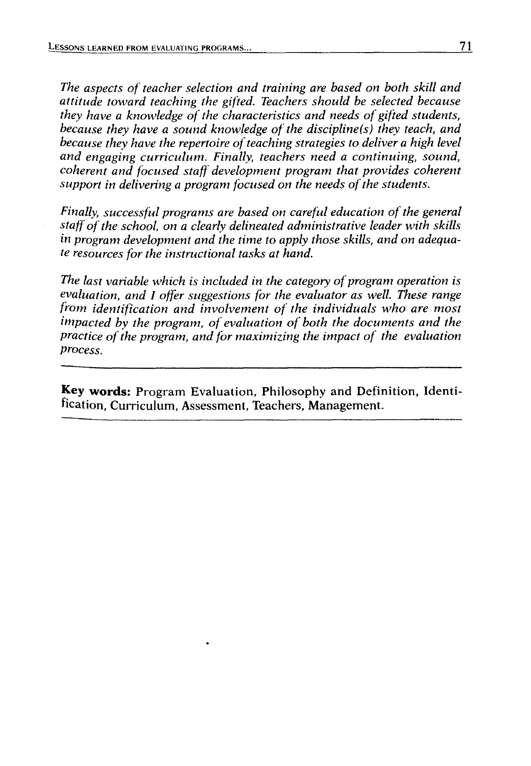*The aspects of teacher selection and training are based on both skill and attitude toward teaching the gifted. Teachers should be selected because they have a knowledge of the characteristics and needs of gifted students, because they have a sound knowledge of the discipline(s) they teach, and because they have the repertoire of teaching strategies to deliver a high level and engaging curriculum. Finally, teachers need a continuing, sound, coherent and focused staff development program that provides coherent support in delivering a program focused on the needs of the students.*

*Finally, successful programs are based on careful education of the general staff of the school, on a clearly delineated administrative leader with skills in program development and the time to apply those skills, and on adequate resources for the instructional tasks at hand.*

*The last variable which is included in the category of program operation is evaluation, and I offer suggestions for the evaluator as well. These range from identification and involvement of the individuals who are most impacted by the program, of evaluation of both the documents and the practice of the program, and for maximizing the impact of the evaluation process.*

---

**Key words:** Program Evaluation, Philosophy and Definition, Identification, Curriculum, Assessment, Teachers, Management.

---